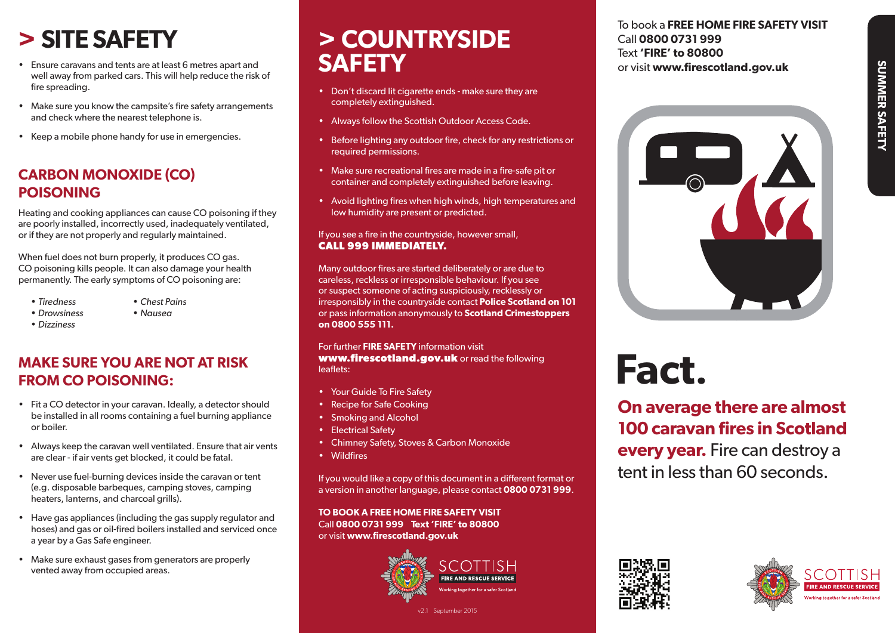# > SITE SAFETY

- Ensure caravans and tents are at least 6 metres apart and well away from parked cars. This will help reduce the risk of fire spreading.
- Make sure you know the campsite's fire safety arrangements and check where the nearest telephone is.
- Keep a mobile phone handy for use in emergencies.

## CARBON MONOXIDE (CO) POISONING

Heating and cooking appliances can cause CO poisoning if they are poorly installed, incorrectly used, inadequately ventilated, or if they are not properly and regularly maintained.

When fuel does not burn properly, it produces CO gas. CO poisoning kills people. It can also damage your health permanently. The early symptoms of CO poisoning are:

- *Tiredness*
- *Drowsiness*
- *Dizziness*
- *Chest Pains*
- *Nausea*

## MAKE SURE YOU ARE NOT AT RISK FROM CO POISONING:

- Fit a CO detector in your caravan. Ideally, a detector should be installed in all rooms containing a fuel burning appliance or boiler.
- Always keep the caravan well ventilated. Ensure that air vents are clear - if air vents get blocked, it could be fatal.
- Never use fuel-burning devices inside the caravan or tent (e.g. disposable barbeques, camping stoves, camping heaters, lanterns, and charcoal grills).
- Have gas appliances (including the gas supply regulator and hoses) and gas or oil-fired boilers installed and serviced once a year by a Gas Safe engineer.
- Make sure exhaust gases from generators are properly vented away from occupied areas.

# > COUNTRYSIDE SAFETY

- Don't discard lit cigarette ends - make sure they are completely extinguished.
- Always follow the Scottish Outdoor Access Code.
- Before lighting any outdoor fire, check for any restrictions or required permissions.
- Make sure recreational fires are made in a fire-safe pit or container and completely extinguished before leaving.
- Avoid lighting fires when high winds, high temperatures and low humidity are present or predicted.

If you see a fire in the countryside, however small, **CALL 999 IMMEDIATELY.**

Many outdoor fires are started deliberately or are due to careless, reckless or irresponsible behaviour. If you see or suspect someone of acting suspiciously, recklessly or irresponsibly in the countryside contact **Police Scotland on 101** or pass information anonymously to **Scotland Crimestoppers on 0800 555 111.**

For further **FIRE SAFETY** information visit **www.firescotland.gov.uk** or read the following leaflets:

- Your Guide To Fire Safety
- Recipe for Safe Cooking
- Smoking and Alcohol
- Electrical Safety
- Chimney Safety, Stoves & Carbon Monoxide
- Wildfires

If you would like a copy of this document in a different format or a version in another language, please contact **0800 0731 999**.

**TO BOOK A FREE HOME FIRE SAFETY VISIT**
Call **0800 0731 999 Text 'FIRE' to 80800**
or visit **www.firescotland.gov.uk**

SCOTTISH FIRE AND RESCUE SERVICE
Working together for a safer Scotland

v2.1 September 2015

To book a **FREE HOME FIRE SAFETY VISIT**
Call **0800 0731 999**
Text **'FIRE' to 80800**
or visit **www.firescotland.gov.uk**

SUMMER SAFETY

# Fact.

**On average there are almost 100 caravan fires in Scotland every year.** Fire can destroy a tent in less than 60 seconds.

SCOTTISH FIRE AND RESCUE SERVICE
Working together for a safer Scotland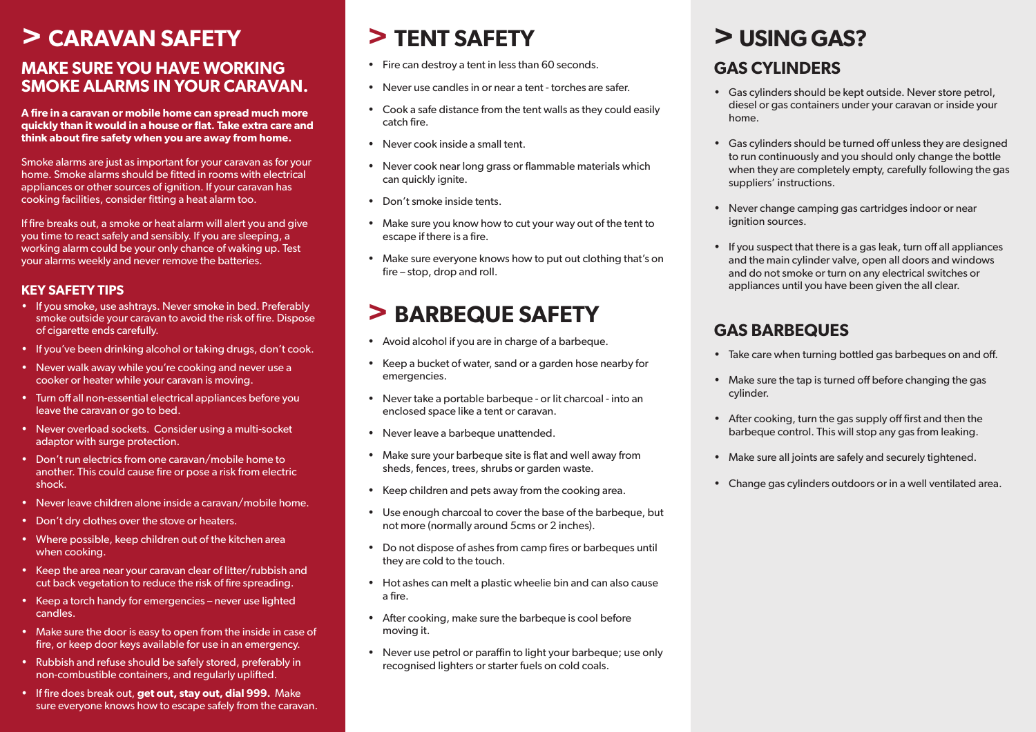# > CARAVAN SAFETY

## MAKE SURE YOU HAVE WORKING SMOKE ALARMS IN YOUR CARAVAN.

**A fire in a caravan or mobile home can spread much more quickly than it would in a house or flat. Take extra care and think about fire safety when you are away from home.**

Smoke alarms are just as important for your caravan as for your home. Smoke alarms should be fitted in rooms with electrical appliances or other sources of ignition. If your caravan has cooking facilities, consider fitting a heat alarm too.

If fire breaks out, a smoke or heat alarm will alert you and give you time to react safely and sensibly. If you are sleeping, a working alarm could be your only chance of waking up. Test your alarms weekly and never remove the batteries.

### KEY SAFETY TIPS

- If you smoke, use ashtrays. Never smoke in bed. Preferably smoke outside your caravan to avoid the risk of fire. Dispose of cigarette ends carefully.
- If you've been drinking alcohol or taking drugs, don't cook.
- Never walk away while you're cooking and never use a cooker or heater while your caravan is moving.
- Turn off all non-essential electrical appliances before you leave the caravan or go to bed.
- Never overload sockets. Consider using a multi-socket adaptor with surge protection.
- Don't run electrics from one caravan/mobile home to another. This could cause fire or pose a risk from electric shock.
- Never leave children alone inside a caravan/mobile home.
- Don't dry clothes over the stove or heaters.
- Where possible, keep children out of the kitchen area when cooking.
- Keep the area near your caravan clear of litter/rubbish and cut back vegetation to reduce the risk of fire spreading.
- Keep a torch handy for emergencies – never use lighted candles.
- Make sure the door is easy to open from the inside in case of fire, or keep door keys available for use in an emergency.
- Rubbish and refuse should be safely stored, preferably in non-combustible containers, and regularly uplifted.
- If fire does break out, **get out, stay out, dial 999.** Make sure everyone knows how to escape safely from the caravan.

# > TENT SAFETY

- Fire can destroy a tent in less than 60 seconds.
- Never use candles in or near a tent - torches are safer.
- Cook a safe distance from the tent walls as they could easily catch fire.
- Never cook inside a small tent.
- Never cook near long grass or flammable materials which can quickly ignite.
- Don't smoke inside tents.
- Make sure you know how to cut your way out of the tent to escape if there is a fire.
- Make sure everyone knows how to put out clothing that's on fire – stop, drop and roll.

# > BARBEQUE SAFETY

- Avoid alcohol if you are in charge of a barbeque.
- Keep a bucket of water, sand or a garden hose nearby for emergencies.
- Never take a portable barbeque - or lit charcoal - into an enclosed space like a tent or caravan.
- Never leave a barbeque unattended.
- Make sure your barbeque site is flat and well away from sheds, fences, trees, shrubs or garden waste.
- Keep children and pets away from the cooking area.
- Use enough charcoal to cover the base of the barbeque, but not more (normally around 5cms or 2 inches).
- Do not dispose of ashes from camp fires or barbeques until they are cold to the touch.
- Hot ashes can melt a plastic wheelie bin and can also cause a fire.
- After cooking, make sure the barbeque is cool before moving it.
- Never use petrol or paraffin to light your barbeque; use only recognised lighters or starter fuels on cold coals.

# > USING GAS?

## GAS CYLINDERS

- Gas cylinders should be kept outside. Never store petrol, diesel or gas containers under your caravan or inside your home.
- Gas cylinders should be turned off unless they are designed to run continuously and you should only change the bottle when they are completely empty, carefully following the gas suppliers' instructions.
- Never change camping gas cartridges indoor or near ignition sources.
- If you suspect that there is a gas leak, turn off all appliances and the main cylinder valve, open all doors and windows and do not smoke or turn on any electrical switches or appliances until you have been given the all clear.

## GAS BARBEQUES

- Take care when turning bottled gas barbeques on and off.
- Make sure the tap is turned off before changing the gas cylinder.
- After cooking, turn the gas supply off first and then the barbeque control. This will stop any gas from leaking.
- Make sure all joints are safely and securely tightened.
- Change gas cylinders outdoors or in a well ventilated area.